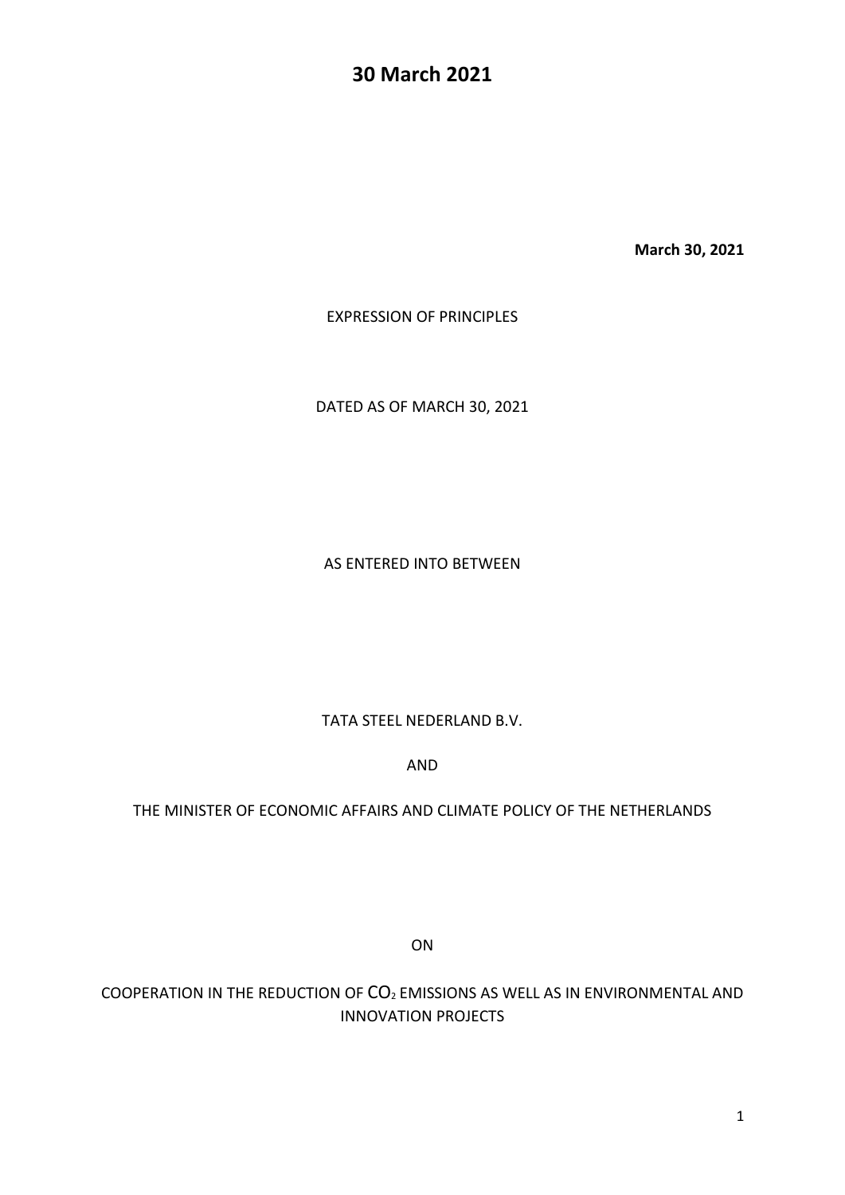# 30 March 2021

**March 30, 2021**

EXPRESSION OF PRINCIPLES

DATED AS OF MARCH 30, 2021

AS ENTERED INTO BETWEEN

TATA STEEL NEDERLAND B.V.

AND

THE MINISTER OF ECONOMIC AFFAIRS AND CLIMATE POLICY OF THE NETHERLANDS

ON

COOPERATION IN THE REDUCTION OF $CO_2$ EMISSIONS AS WELL AS IN ENVIRONMENTAL AND INNOVATION PROJECTS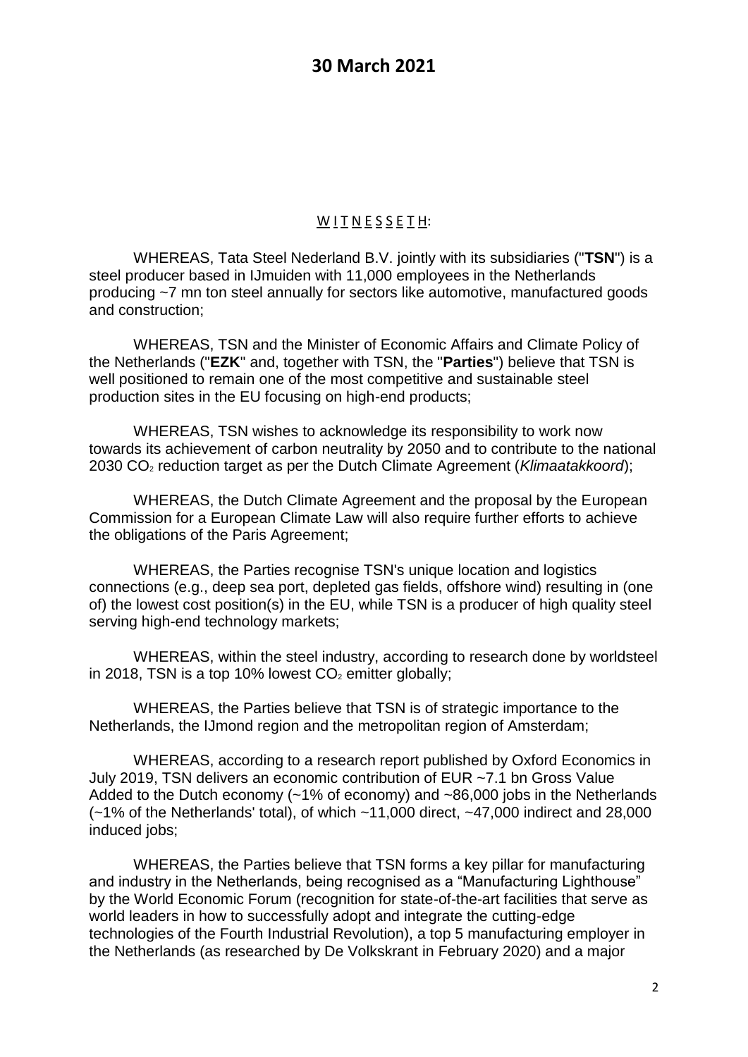## 30 March 2021

W I T N E S S E T H:

WHEREAS, Tata Steel Nederland B.V. jointly with its subsidiaries ("**TSN**") is a steel producer based in IJmuiden with 11,000 employees in the Netherlands producing ~7 mn ton steel annually for sectors like automotive, manufactured goods and construction;

WHEREAS, TSN and the Minister of Economic Affairs and Climate Policy of the Netherlands ("**EZK**" and, together with TSN, the "**Parties**") believe that TSN is well positioned to remain one of the most competitive and sustainable steel production sites in the EU focusing on high-end products;

WHEREAS, TSN wishes to acknowledge its responsibility to work now towards its achievement of carbon neutrality by 2050 and to contribute to the national 2030 $CO_2$ reduction target as per the Dutch Climate Agreement (*Klimaatakkoord*);

WHEREAS, the Dutch Climate Agreement and the proposal by the European Commission for a European Climate Law will also require further efforts to achieve the obligations of the Paris Agreement;

WHEREAS, the Parties recognise TSN's unique location and logistics connections (e.g., deep sea port, depleted gas fields, offshore wind) resulting in (one of) the lowest cost position(s) in the EU, while TSN is a producer of high quality steel serving high-end technology markets;

WHEREAS, within the steel industry, according to research done by worldsteel in 2018, TSN is a top 10% lowest $CO_2$ emitter globally;

WHEREAS, the Parties believe that TSN is of strategic importance to the Netherlands, the IJmond region and the metropolitan region of Amsterdam;

WHEREAS, according to a research report published by Oxford Economics in July 2019, TSN delivers an economic contribution of EUR ~7.1 bn Gross Value Added to the Dutch economy (~1% of economy) and ~86,000 jobs in the Netherlands (~1% of the Netherlands' total), of which ~11,000 direct, ~47,000 indirect and 28,000 induced jobs;

WHEREAS, the Parties believe that TSN forms a key pillar for manufacturing and industry in the Netherlands, being recognised as a "Manufacturing Lighthouse" by the World Economic Forum (recognition for state-of-the-art facilities that serve as world leaders in how to successfully adopt and integrate the cutting-edge technologies of the Fourth Industrial Revolution), a top 5 manufacturing employer in the Netherlands (as researched by De Volkskrant in February 2020) and a major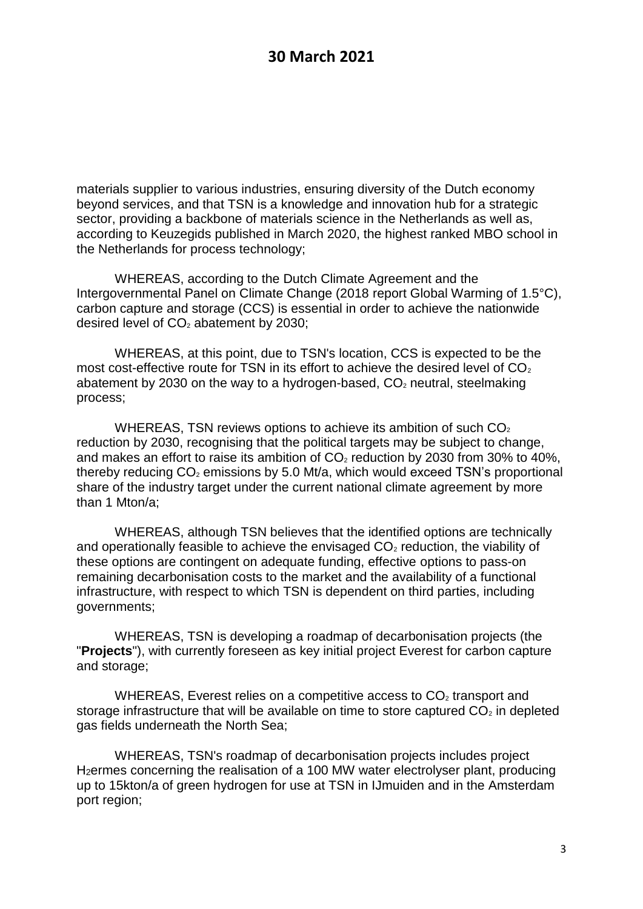materials supplier to various industries, ensuring diversity of the Dutch economy beyond services, and that TSN is a knowledge and innovation hub for a strategic sector, providing a backbone of materials science in the Netherlands as well as, according to Keuzegids published in March 2020, the highest ranked MBO school in the Netherlands for process technology;

WHEREAS, according to the Dutch Climate Agreement and the Intergovernmental Panel on Climate Change (2018 report Global Warming of 1.5°C), carbon capture and storage (CCS) is essential in order to achieve the nationwide desired level of $CO_2$ abatement by 2030;

WHEREAS, at this point, due to TSN's location, CCS is expected to be the most cost-effective route for TSN in its effort to achieve the desired level of $CO_2$ abatement by 2030 on the way to a hydrogen-based, $CO_2$ neutral, steelmaking process;

WHEREAS, TSN reviews options to achieve its ambition of such $CO_2$ reduction by 2030, recognising that the political targets may be subject to change, and makes an effort to raise its ambition of $CO_2$ reduction by 2030 from 30% to 40%, thereby reducing $CO_2$ emissions by 5.0 Mt/a, which would exceed TSN's proportional share of the industry target under the current national climate agreement by more than 1 Mton/a;

WHEREAS, although TSN believes that the identified options are technically and operationally feasible to achieve the envisaged $CO_2$ reduction, the viability of these options are contingent on adequate funding, effective options to pass-on remaining decarbonisation costs to the market and the availability of a functional infrastructure, with respect to which TSN is dependent on third parties, including governments;

WHEREAS, TSN is developing a roadmap of decarbonisation projects (the "**Projects**"), with currently foreseen as key initial project Everest for carbon capture and storage;

WHEREAS, Everest relies on a competitive access to $CO_2$ transport and storage infrastructure that will be available on time to store captured $CO_2$ in depleted gas fields underneath the North Sea;

WHEREAS, TSN's roadmap of decarbonisation projects includes project $H_2$ermes concerning the realisation of a 100 MW water electrolyser plant, producing up to 15kton/a of green hydrogen for use at TSN in IJmuiden and in the Amsterdam port region;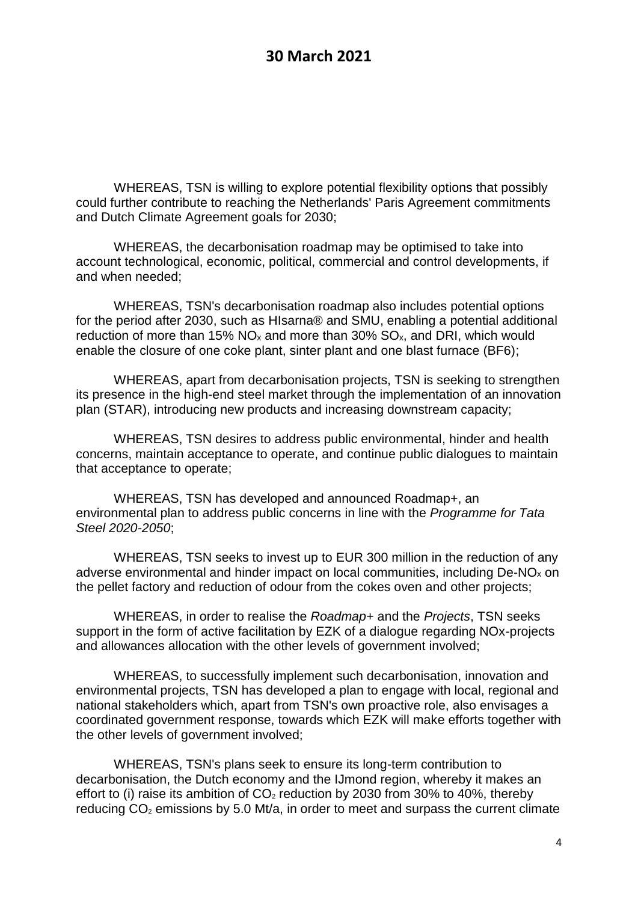**30 March 2021**

WHEREAS, TSN is willing to explore potential flexibility options that possibly could further contribute to reaching the Netherlands' Paris Agreement commitments and Dutch Climate Agreement goals for 2030;

WHEREAS, the decarbonisation roadmap may be optimised to take into account technological, economic, political, commercial and control developments, if and when needed;

WHEREAS, TSN's decarbonisation roadmap also includes potential options for the period after 2030, such as HIsarna® and SMU, enabling a potential additional reduction of more than 15% $NO_x$ and more than 30% $SO_x$, and DRI, which would enable the closure of one coke plant, sinter plant and one blast furnace (BF6);

WHEREAS, apart from decarbonisation projects, TSN is seeking to strengthen its presence in the high-end steel market through the implementation of an innovation plan (STAR), introducing new products and increasing downstream capacity;

WHEREAS, TSN desires to address public environmental, hinder and health concerns, maintain acceptance to operate, and continue public dialogues to maintain that acceptance to operate;

WHEREAS, TSN has developed and announced Roadmap+, an environmental plan to address public concerns in line with the *Programme for Tata Steel 2020-2050*;

WHEREAS, TSN seeks to invest up to EUR 300 million in the reduction of any adverse environmental and hinder impact on local communities, including De-$NO_x$ on the pellet factory and reduction of odour from the cokes oven and other projects;

WHEREAS, in order to realise the *Roadmap+* and the *Projects*, TSN seeks support in the form of active facilitation by EZK of a dialogue regarding NOx-projects and allowances allocation with the other levels of government involved;

WHEREAS, to successfully implement such decarbonisation, innovation and environmental projects, TSN has developed a plan to engage with local, regional and national stakeholders which, apart from TSN's own proactive role, also envisages a coordinated government response, towards which EZK will make efforts together with the other levels of government involved;

WHEREAS, TSN's plans seek to ensure its long-term contribution to decarbonisation, the Dutch economy and the IJmond region, whereby it makes an effort to (i) raise its ambition of $CO_2$ reduction by 2030 from 30% to 40%, thereby reducing $CO_2$ emissions by 5.0 Mt/a, in order to meet and surpass the current climate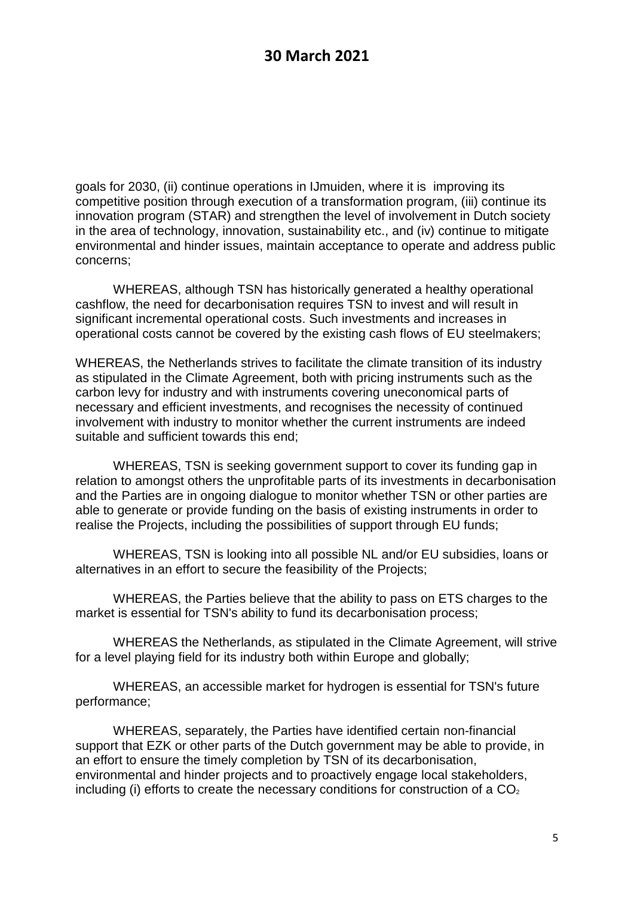goals for 2030, (ii) continue operations in IJmuiden, where it is improving its competitive position through execution of a transformation program, (iii) continue its innovation program (STAR) and strengthen the level of involvement in Dutch society in the area of technology, innovation, sustainability etc., and (iv) continue to mitigate environmental and hinder issues, maintain acceptance to operate and address public concerns;

WHEREAS, although TSN has historically generated a healthy operational cashflow, the need for decarbonisation requires TSN to invest and will result in significant incremental operational costs. Such investments and increases in operational costs cannot be covered by the existing cash flows of EU steelmakers;

WHEREAS, the Netherlands strives to facilitate the climate transition of its industry as stipulated in the Climate Agreement, both with pricing instruments such as the carbon levy for industry and with instruments covering uneconomical parts of necessary and efficient investments, and recognises the necessity of continued involvement with industry to monitor whether the current instruments are indeed suitable and sufficient towards this end;

WHEREAS, TSN is seeking government support to cover its funding gap in relation to amongst others the unprofitable parts of its investments in decarbonisation and the Parties are in ongoing dialogue to monitor whether TSN or other parties are able to generate or provide funding on the basis of existing instruments in order to realise the Projects, including the possibilities of support through EU funds;

WHEREAS, TSN is looking into all possible NL and/or EU subsidies, loans or alternatives in an effort to secure the feasibility of the Projects;

WHEREAS, the Parties believe that the ability to pass on ETS charges to the market is essential for TSN's ability to fund its decarbonisation process;

WHEREAS the Netherlands, as stipulated in the Climate Agreement, will strive for a level playing field for its industry both within Europe and globally;

WHEREAS, an accessible market for hydrogen is essential for TSN's future performance;

WHEREAS, separately, the Parties have identified certain non-financial support that EZK or other parts of the Dutch government may be able to provide, in an effort to ensure the timely completion by TSN of its decarbonisation, environmental and hinder projects and to proactively engage local stakeholders, including (i) efforts to create the necessary conditions for construction of a $CO_2$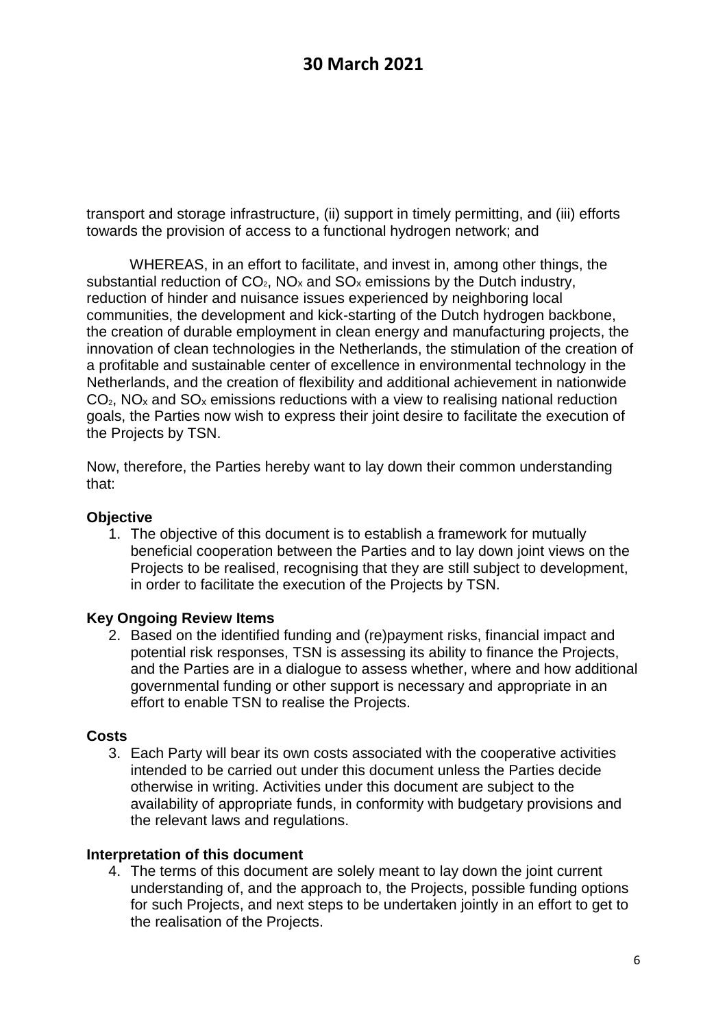transport and storage infrastructure, (ii) support in timely permitting, and (iii) efforts towards the provision of access to a functional hydrogen network; and

WHEREAS, in an effort to facilitate, and invest in, among other things, the substantial reduction of $CO_2$, $NO_x$ and $SO_x$ emissions by the Dutch industry, reduction of hinder and nuisance issues experienced by neighboring local communities, the development and kick-starting of the Dutch hydrogen backbone, the creation of durable employment in clean energy and manufacturing projects, the innovation of clean technologies in the Netherlands, the stimulation of the creation of a profitable and sustainable center of excellence in environmental technology in the Netherlands, and the creation of flexibility and additional achievement in nationwide $CO_2$, $NO_x$ and $SO_x$ emissions reductions with a view to realising national reduction goals, the Parties now wish to express their joint desire to facilitate the execution of the Projects by TSN.

Now, therefore, the Parties hereby want to lay down their common understanding that:

**Objective**

1. The objective of this document is to establish a framework for mutually beneficial cooperation between the Parties and to lay down joint views on the Projects to be realised, recognising that they are still subject to development, in order to facilitate the execution of the Projects by TSN.

**Key Ongoing Review Items**

2. Based on the identified funding and (re)payment risks, financial impact and potential risk responses, TSN is assessing its ability to finance the Projects, and the Parties are in a dialogue to assess whether, where and how additional governmental funding or other support is necessary and appropriate in an effort to enable TSN to realise the Projects.

**Costs**

3. Each Party will bear its own costs associated with the cooperative activities intended to be carried out under this document unless the Parties decide otherwise in writing. Activities under this document are subject to the availability of appropriate funds, in conformity with budgetary provisions and the relevant laws and regulations.

**Interpretation of this document**

4. The terms of this document are solely meant to lay down the joint current understanding of, and the approach to, the Projects, possible funding options for such Projects, and next steps to be undertaken jointly in an effort to get to the realisation of the Projects.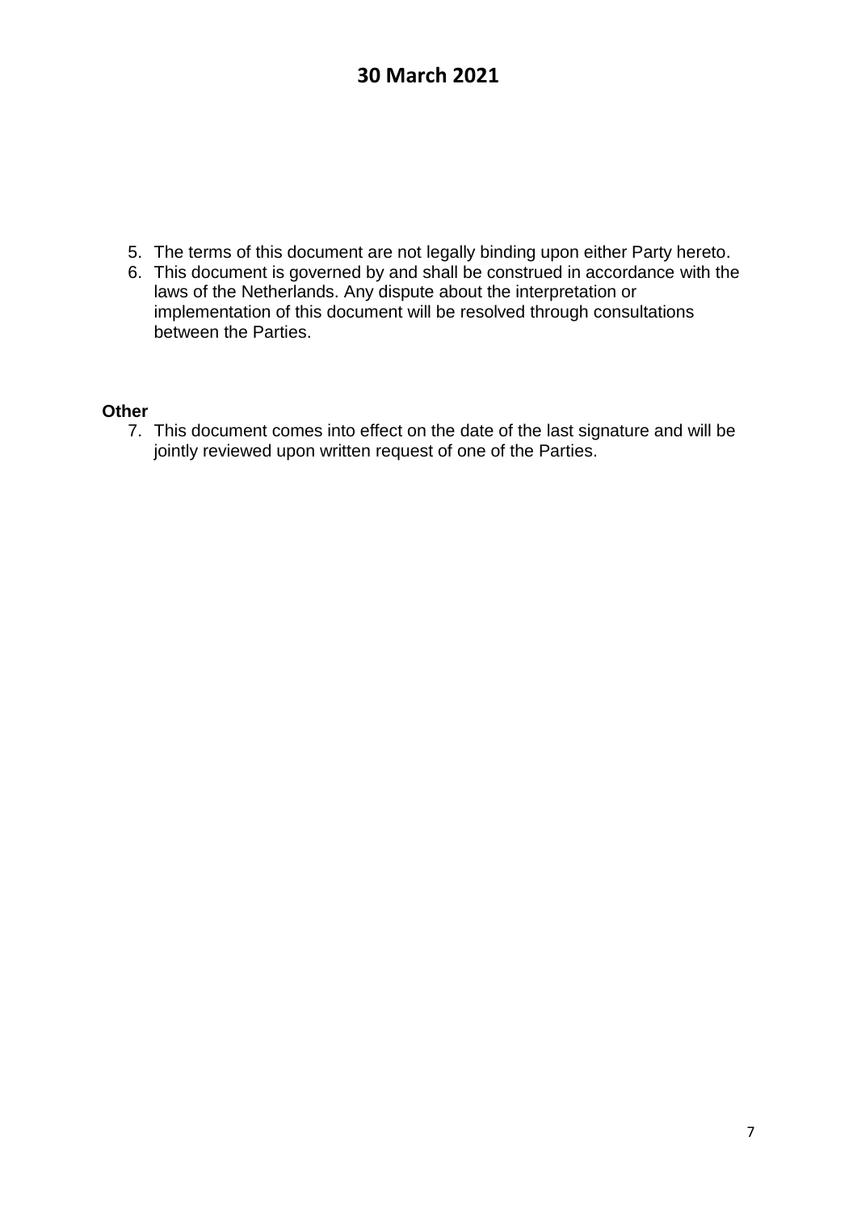# 30 March 2021

5. The terms of this document are not legally binding upon either Party hereto.
6. This document is governed by and shall be construed in accordance with the laws of the Netherlands. Any dispute about the interpretation or implementation of this document will be resolved through consultations between the Parties.

**Other**

7. This document comes into effect on the date of the last signature and will be jointly reviewed upon written request of one of the Parties.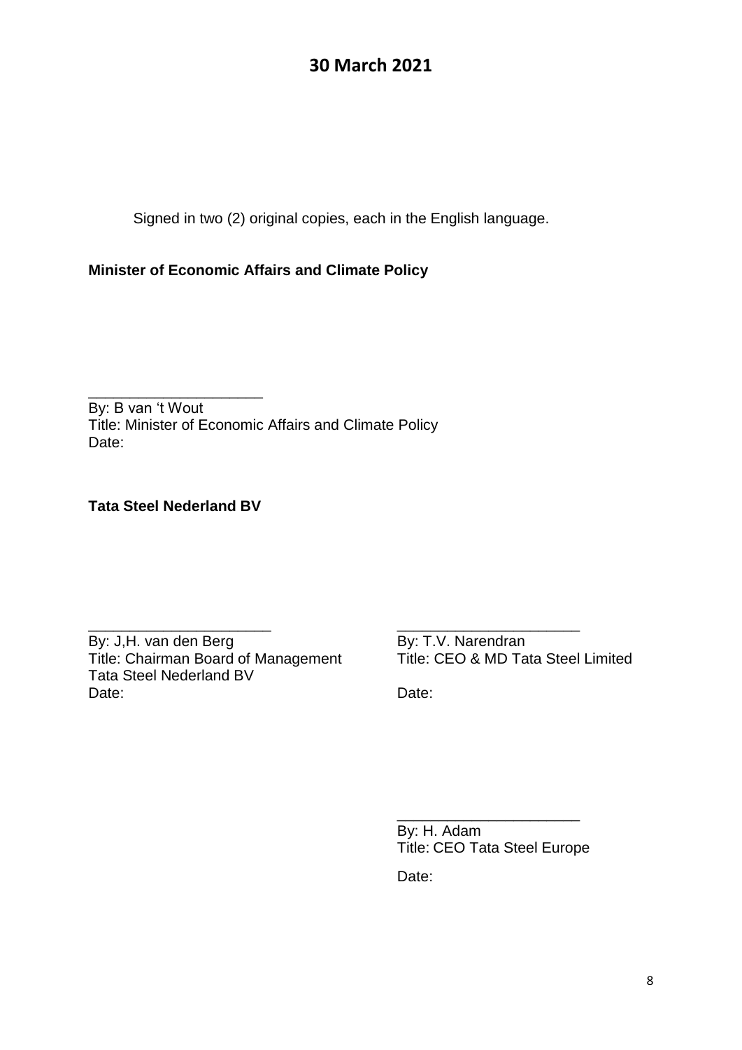## 30 March 2021

Signed in two (2) original copies, each in the English language.

**Minister of Economic Affairs and Climate Policy**

\_\_\_\_\_\_\_\_\_\_\_\_\_\_\_\_\_\_\_\_\_\_
By: B van 't Wout
Title: Minister of Economic Affairs and Climate Policy
Date:

**Tata Steel Nederland BV**

\_\_\_\_\_\_\_\_\_\_\_\_\_\_\_\_\_\_\_\_\_\_
By: J,H. van den Berg
Title: Chairman Board of Management
Tata Steel Nederland BV
Date:

\_\_\_\_\_\_\_\_\_\_\_\_\_\_\_\_\_\_\_\_\_\_
By: T.V. Narendran
Title: CEO & MD Tata Steel Limited

Date:

\_\_\_\_\_\_\_\_\_\_\_\_\_\_\_\_\_\_\_\_\_\_
By: H. Adam
Title: CEO Tata Steel Europe

Date: